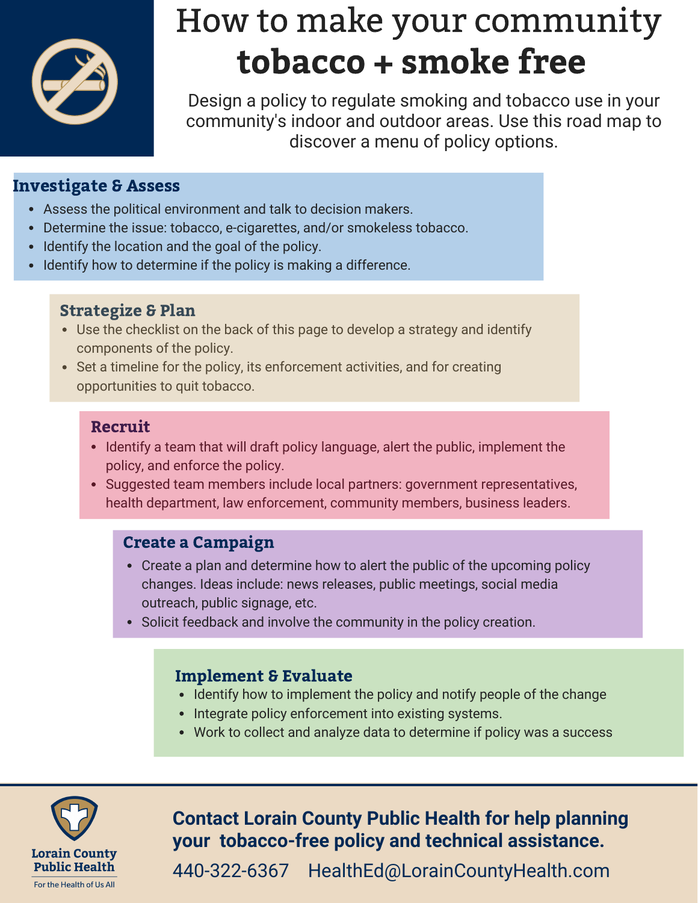# How to make your community **tobacco + smoke free**

Design a policy to regulate smoking and tobacco use in your community's indoor and outdoor areas. Use this road map to discover a menu of policy options.

## Investigate & Assess

- Assess the political environment and talk to decision makers.
- Determine the issue: tobacco, e-cigarettes, and/or smokeless tobacco.
- Identify the location and the goal of the policy.
- Identify how to determine if the policy is making a difference.

## Strategize & Plan

- Use the checklist on the back of this page to develop a strategy and identify components of the policy.
- Set a timeline for the policy, its enforcement activities, and for creating opportunities to quit tobacco.

## Recruit

- Identify a team that will draft policy language, alert the public, implement the policy, and enforce the policy.
- Suggested team members include local partners: government representatives, health department, law enforcement, community members, business leaders.

## Create a Campaign

- Create a plan and determine how to alert the public of the upcoming policy changes. Ideas include: news releases, public meetings, social media outreach, public signage, etc.
- Solicit feedback and involve the community in the policy creation.

## Implement & Evaluate

- Identify how to implement the policy and notify people of the change
- Integrate policy enforcement into existing systems.
- Work to collect and analyze data to determine if policy was a success

**Contact Lorain County Public Health for help planning your tobacco-free policy and technical assistance.**

440-322-6367 HealthEd@LorainCountyHealth.com

Lorain County Public Health
For the Health of Us All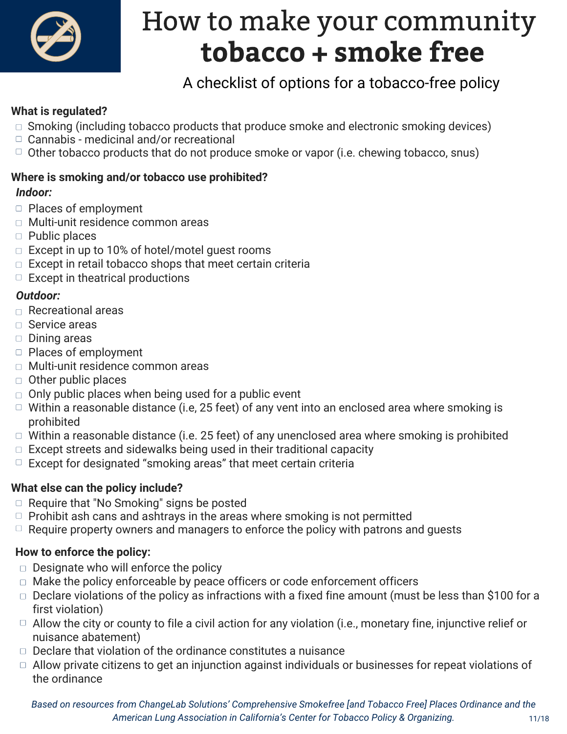# How to make your community **tobacco + smoke free**

A checklist of options for a tobacco-free policy

**What is regulated?**

- ☐ Smoking (including tobacco products that produce smoke and electronic smoking devices)
- ☐ Cannabis - medicinal and/or recreational
- ☐ Other tobacco products that do not produce smoke or vapor (i.e. chewing tobacco, snus)

**Where is smoking and/or tobacco use prohibited?**

***Indoor:***

- ☐ Places of employment
- ☐ Multi-unit residence common areas
- ☐ Public places
- ☐ Except in up to 10% of hotel/motel guest rooms
- ☐ Except in retail tobacco shops that meet certain criteria
- ☐ Except in theatrical productions

***Outdoor:***

- ☐ Recreational areas
- ☐ Service areas
- ☐ Dining areas
- ☐ Places of employment
- ☐ Multi-unit residence common areas
- ☐ Other public places
- ☐ Only public places when being used for a public event
- ☐ Within a reasonable distance (i.e, 25 feet) of any vent into an enclosed area where smoking is prohibited
- ☐ Within a reasonable distance (i.e. 25 feet) of any unenclosed area where smoking is prohibited
- ☐ Except streets and sidewalks being used in their traditional capacity
- ☐ Except for designated "smoking areas" that meet certain criteria

**What else can the policy include?**

- ☐ Require that "No Smoking" signs be posted
- ☐ Prohibit ash cans and ashtrays in the areas where smoking is not permitted
- ☐ Require property owners and managers to enforce the policy with patrons and guests

**How to enforce the policy:**

- ☐ Designate who will enforce the policy
- ☐ Make the policy enforceable by peace officers or code enforcement officers
- ☐ Declare violations of the policy as infractions with a fixed fine amount (must be less than $100 for a first violation)
- ☐ Allow the city or county to file a civil action for any violation (i.e., monetary fine, injunctive relief or nuisance abatement)
- ☐ Declare that violation of the ordinance constitutes a nuisance
- ☐ Allow private citizens to get an injunction against individuals or businesses for repeat violations of the ordinance

*Based on resources from ChangeLab Solutions' Comprehensive Smokefree [and Tobacco Free] Places Ordinance and the American Lung Association in California's Center for Tobacco Policy & Organizing.*

11/18